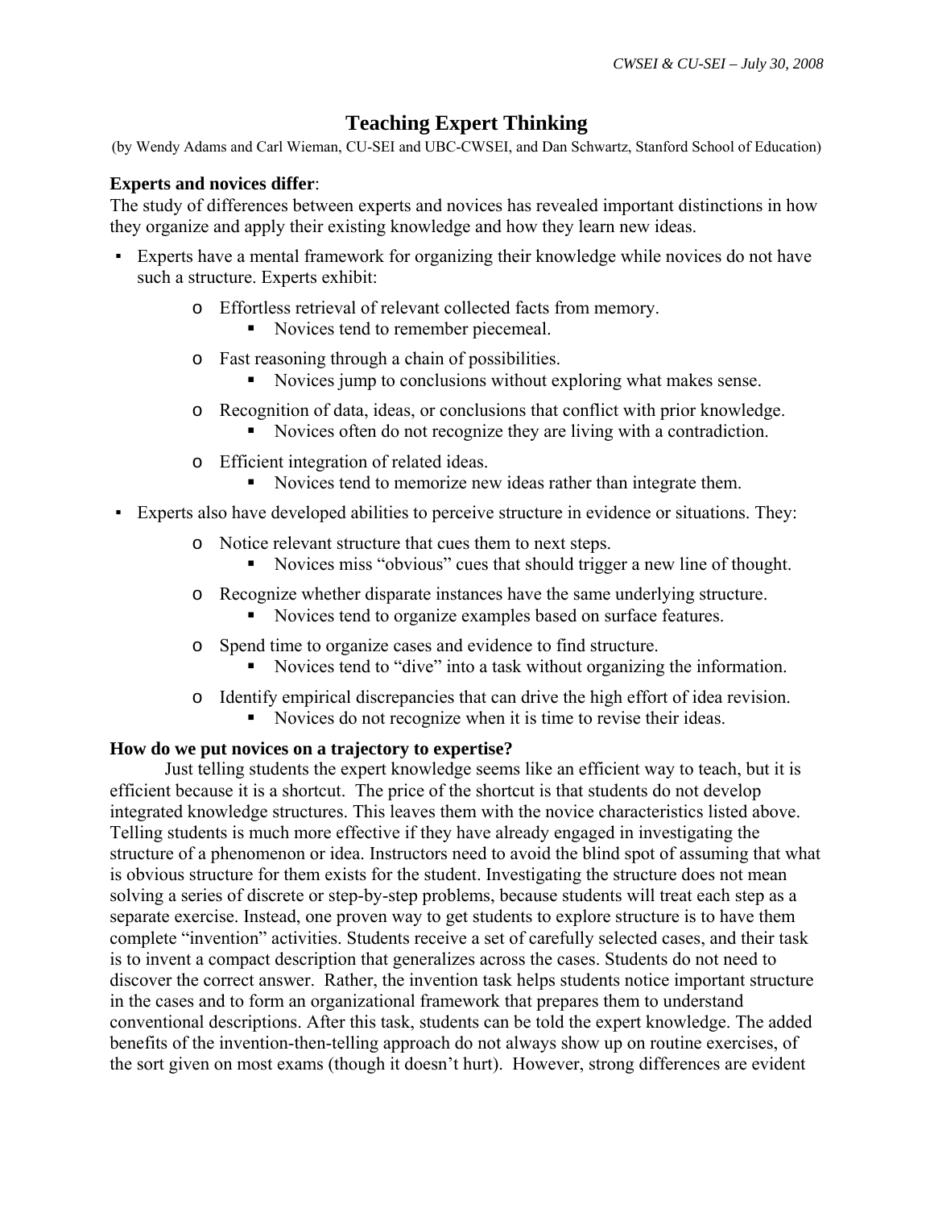# Teaching Expert Thinking

(by Wendy Adams and Carl Wieman, CU-SEI and UBC-CWSEI, and Dan Schwartz, Stanford School of Education)

**Experts and novices differ**:

The study of differences between experts and novices has revealed important distinctions in how they organize and apply their existing knowledge and how they learn new ideas.

- Experts have a mental framework for organizing their knowledge while novices do not have such a structure. Experts exhibit:
  - Effortless retrieval of relevant collected facts from memory.
    - Novices tend to remember piecemeal.
  - Fast reasoning through a chain of possibilities.
    - Novices jump to conclusions without exploring what makes sense.
  - Recognition of data, ideas, or conclusions that conflict with prior knowledge.
    - Novices often do not recognize they are living with a contradiction.
  - Efficient integration of related ideas.
    - Novices tend to memorize new ideas rather than integrate them.
- Experts also have developed abilities to perceive structure in evidence or situations. They:
  - Notice relevant structure that cues them to next steps.
    - Novices miss "obvious" cues that should trigger a new line of thought.
  - Recognize whether disparate instances have the same underlying structure.
    - Novices tend to organize examples based on surface features.
  - Spend time to organize cases and evidence to find structure.
    - Novices tend to "dive" into a task without organizing the information.
  - Identify empirical discrepancies that can drive the high effort of idea revision.
    - Novices do not recognize when it is time to revise their ideas.

**How do we put novices on a trajectory to expertise?**

Just telling students the expert knowledge seems like an efficient way to teach, but it is efficient because it is a shortcut. The price of the shortcut is that students do not develop integrated knowledge structures. This leaves them with the novice characteristics listed above. Telling students is much more effective if they have already engaged in investigating the structure of a phenomenon or idea. Instructors need to avoid the blind spot of assuming that what is obvious structure for them exists for the student. Investigating the structure does not mean solving a series of discrete or step-by-step problems, because students will treat each step as a separate exercise. Instead, one proven way to get students to explore structure is to have them complete "invention" activities. Students receive a set of carefully selected cases, and their task is to invent a compact description that generalizes across the cases. Students do not need to discover the correct answer. Rather, the invention task helps students notice important structure in the cases and to form an organizational framework that prepares them to understand conventional descriptions. After this task, students can be told the expert knowledge. The added benefits of the invention-then-telling approach do not always show up on routine exercises, of the sort given on most exams (though it doesn't hurt). However, strong differences are evident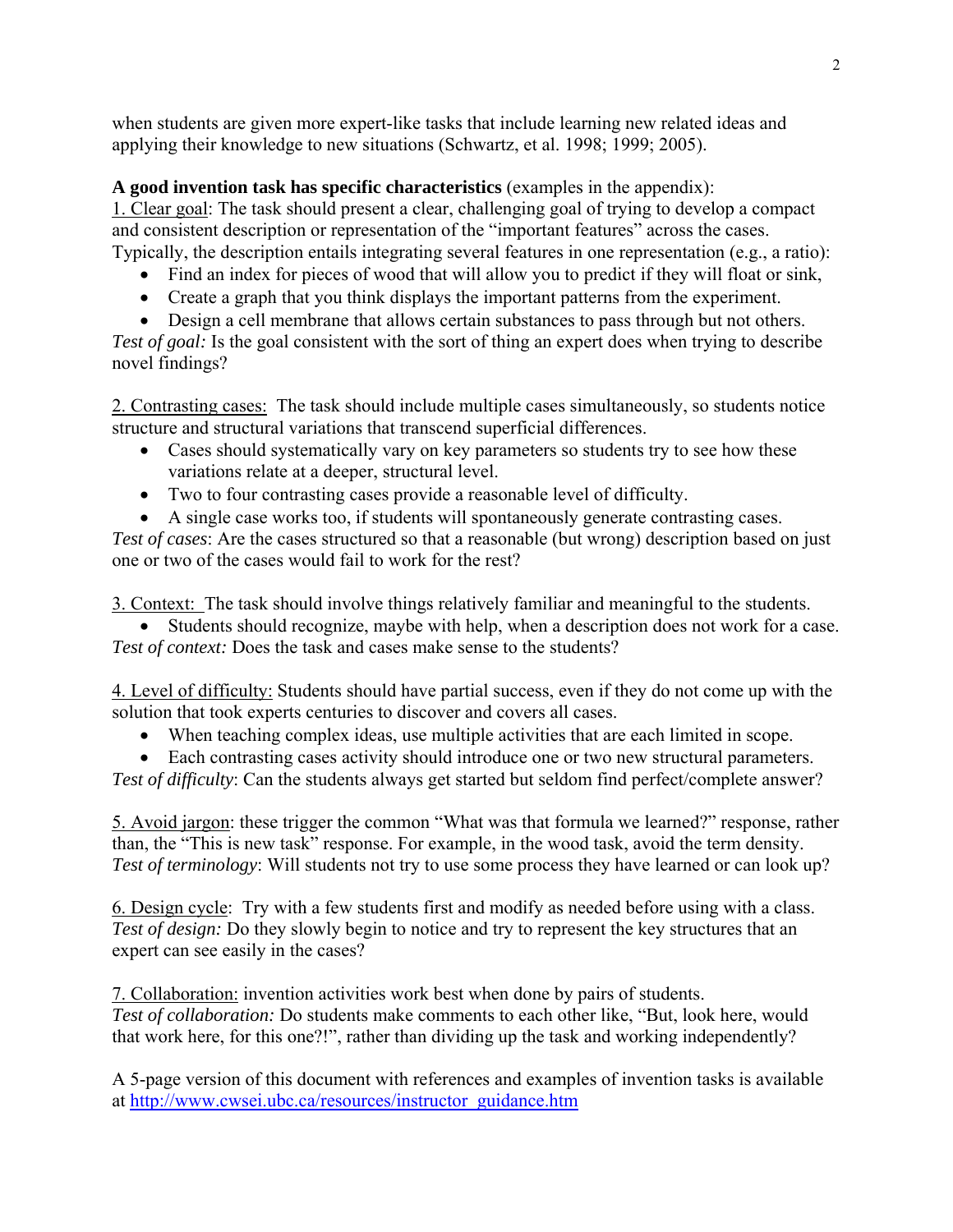when students are given more expert-like tasks that include learning new related ideas and applying their knowledge to new situations (Schwartz, et al. 1998; 1999; 2005).

**A good invention task has specific characteristics** (examples in the appendix):

<u>1. Clear goal</u>: The task should present a clear, challenging goal of trying to develop a compact and consistent description or representation of the "important features" across the cases. Typically, the description entails integrating several features in one representation (e.g., a ratio):

- Find an index for pieces of wood that will allow you to predict if they will float or sink,
- Create a graph that you think displays the important patterns from the experiment.
- Design a cell membrane that allows certain substances to pass through but not others.

*Test of goal:* Is the goal consistent with the sort of thing an expert does when trying to describe novel findings?

<u>2. Contrasting cases:</u> The task should include multiple cases simultaneously, so students notice structure and structural variations that transcend superficial differences.

- Cases should systematically vary on key parameters so students try to see how these variations relate at a deeper, structural level.
- Two to four contrasting cases provide a reasonable level of difficulty.
- A single case works too, if students will spontaneously generate contrasting cases.

*Test of cases*: Are the cases structured so that a reasonable (but wrong) description based on just one or two of the cases would fail to work for the rest?

<u>3. Context:</u> The task should involve things relatively familiar and meaningful to the students.

- Students should recognize, maybe with help, when a description does not work for a case.

*Test of context:* Does the task and cases make sense to the students?

<u>4. Level of difficulty:</u> Students should have partial success, even if they do not come up with the solution that took experts centuries to discover and covers all cases.

- When teaching complex ideas, use multiple activities that are each limited in scope.
- Each contrasting cases activity should introduce one or two new structural parameters.

*Test of difficulty*: Can the students always get started but seldom find perfect/complete answer?

<u>5. Avoid jargon</u>: these trigger the common "What was that formula we learned?" response, rather than, the "This is new task" response. For example, in the wood task, avoid the term density.
*Test of terminology*: Will students not try to use some process they have learned or can look up?

<u>6. Design cycle</u>: Try with a few students first and modify as needed before using with a class.
*Test of design:* Do they slowly begin to notice and try to represent the key structures that an expert can see easily in the cases?

<u>7. Collaboration:</u> invention activities work best when done by pairs of students.
*Test of collaboration:* Do students make comments to each other like, "But, look here, would that work here, for this one?!", rather than dividing up the task and working independently?

A 5-page version of this document with references and examples of invention tasks is available at [http://www.cwsei.ubc.ca/resources/instructor_guidance.htm](http://www.cwsei.ubc.ca/resources/instructor_guidance.htm)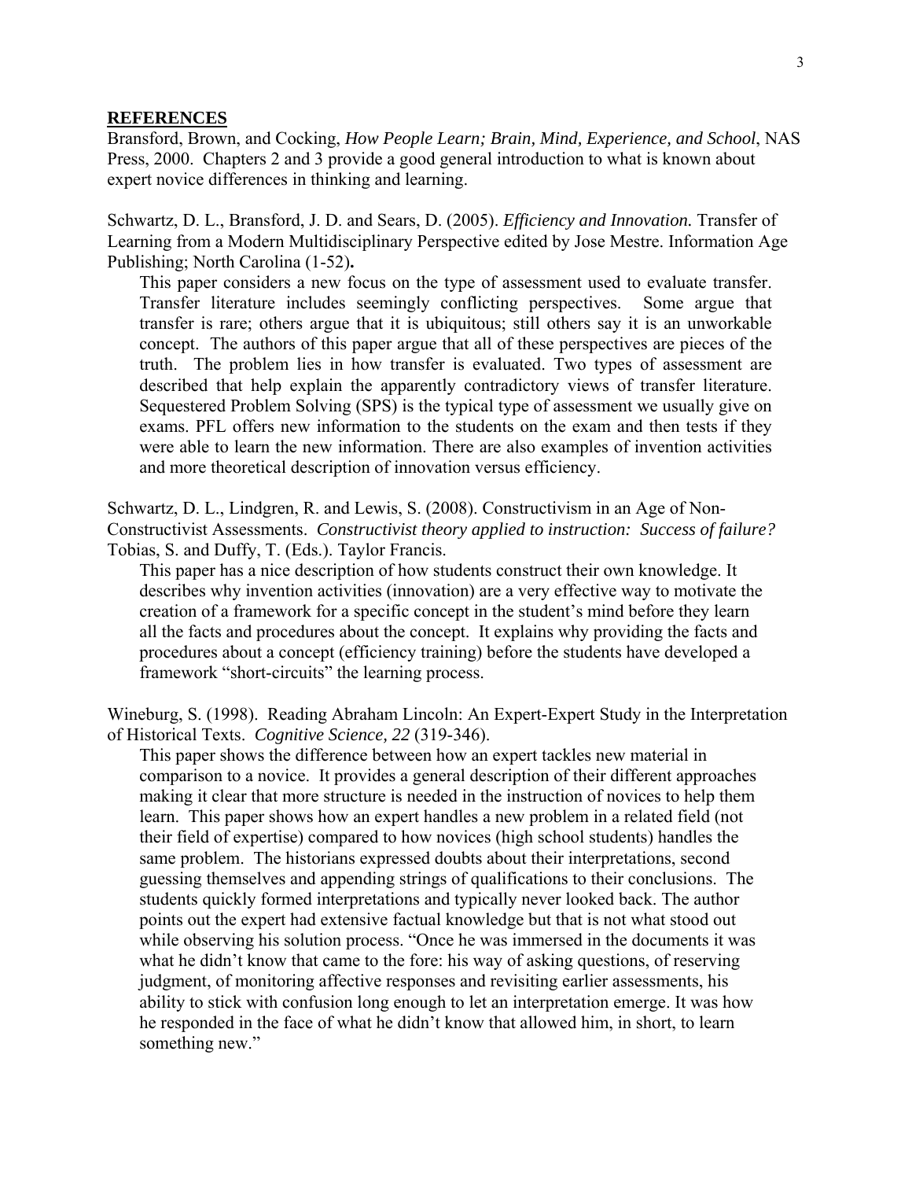## REFERENCES

Bransford, Brown, and Cocking, *How People Learn; Brain, Mind, Experience, and School*, NAS Press, 2000. Chapters 2 and 3 provide a good general introduction to what is known about expert novice differences in thinking and learning.

Schwartz, D. L., Bransford, J. D. and Sears, D. (2005). *Efficiency and Innovation.* Transfer of Learning from a Modern Multidisciplinary Perspective edited by Jose Mestre. Information Age Publishing; North Carolina (1-52)**.**

> This paper considers a new focus on the type of assessment used to evaluate transfer. Transfer literature includes seemingly conflicting perspectives. Some argue that transfer is rare; others argue that it is ubiquitous; still others say it is an unworkable concept. The authors of this paper argue that all of these perspectives are pieces of the truth. The problem lies in how transfer is evaluated. Two types of assessment are described that help explain the apparently contradictory views of transfer literature. Sequestered Problem Solving (SPS) is the typical type of assessment we usually give on exams. PFL offers new information to the students on the exam and then tests if they were able to learn the new information. There are also examples of invention activities and more theoretical description of innovation versus efficiency.

Schwartz, D. L., Lindgren, R. and Lewis, S. (2008). Constructivism in an Age of Non-Constructivist Assessments. *Constructivist theory applied to instruction: Success of failure?* Tobias, S. and Duffy, T. (Eds.). Taylor Francis.

> This paper has a nice description of how students construct their own knowledge. It describes why invention activities (innovation) are a very effective way to motivate the creation of a framework for a specific concept in the student's mind before they learn all the facts and procedures about the concept. It explains why providing the facts and procedures about a concept (efficiency training) before the students have developed a framework "short-circuits" the learning process.

Wineburg, S. (1998). Reading Abraham Lincoln: An Expert-Expert Study in the Interpretation of Historical Texts. *Cognitive Science, 22* (319-346).

> This paper shows the difference between how an expert tackles new material in comparison to a novice. It provides a general description of their different approaches making it clear that more structure is needed in the instruction of novices to help them learn. This paper shows how an expert handles a new problem in a related field (not their field of expertise) compared to how novices (high school students) handles the same problem. The historians expressed doubts about their interpretations, second guessing themselves and appending strings of qualifications to their conclusions. The students quickly formed interpretations and typically never looked back. The author points out the expert had extensive factual knowledge but that is not what stood out while observing his solution process. "Once he was immersed in the documents it was what he didn't know that came to the fore: his way of asking questions, of reserving judgment, of monitoring affective responses and revisiting earlier assessments, his ability to stick with confusion long enough to let an interpretation emerge. It was how he responded in the face of what he didn't know that allowed him, in short, to learn something new."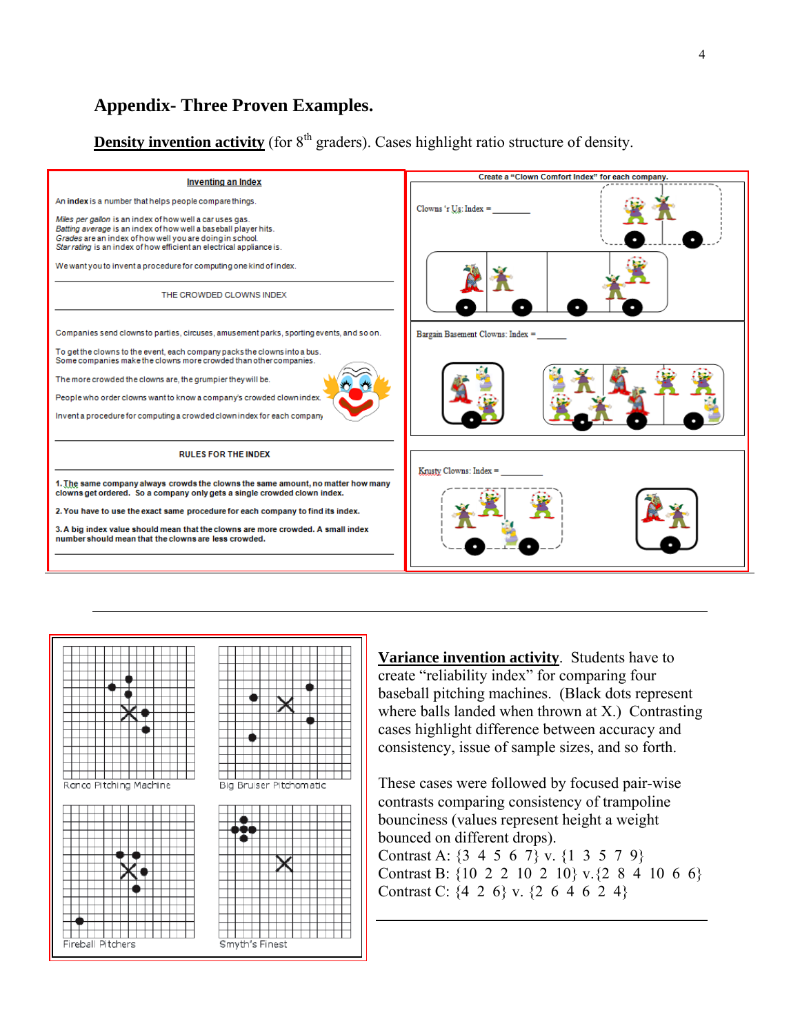## Appendix- Three Proven Examples.

**Density invention activity** (for 8th graders). Cases highlight ratio structure of density.

**Inventing an Index**

An **index** is a number that helps people compare things.

*Miles per gallon* is an index of how well a car uses gas.
*Batting average* is an index of how well a baseball player hits.
*Grades* are an index of how well you are doing in school.
*Star rating* is an index of how efficient an electrical appliance is.

We want you to invent a procedure for computing one kind of index.

THE CROWDED CLOWNS INDEX

Companies send clowns to parties, circuses, amusement parks, sporting events, and so on.

To get the clowns to the event, each company packs the clowns into a bus.
Some companies make the clowns more crowded than other companies.

The more crowded the clowns are, the grumpier they will be.

People who order clowns want to know a company's crowded clown index.

Invent a procedure for computing a crowded clown index for each company.

RULES FOR THE INDEX

**1. The same company always crowds the clowns the same amount, no matter how many clowns get ordered. So a company only gets a single crowded clown index.**

**2. You have to use the exact same procedure for each company to find its index.**

**3. A big index value should mean that the clowns are more crowded. A small index number should mean that the clowns are less crowded.**

**Create a "Clown Comfort Index" for each company.**

Clowns 'r Us: Index = ________

Bargain Basement Clowns: Index = ______

Krusty Clowns: Index = ________

Ronco Pitching Machine

Big Bruiser Pitchomatic

Fireball Pitchers

Smyth's Finest

**Variance invention activity**. Students have to create "reliability index" for comparing four baseball pitching machines. (Black dots represent where balls landed when thrown at X.) Contrasting cases highlight difference between accuracy and consistency, issue of sample sizes, and so forth.

These cases were followed by focused pair-wise contrasts comparing consistency of trampoline bounciness (values represent height a weight bounced on different drops).
Contrast A: {3 4 5 6 7} v. {1 3 5 7 9}
Contrast B: {10 2 2 10 2 10} v.{2 8 4 10 6 6}
Contrast C: {4 2 6} v. {2 6 4 6 2 4}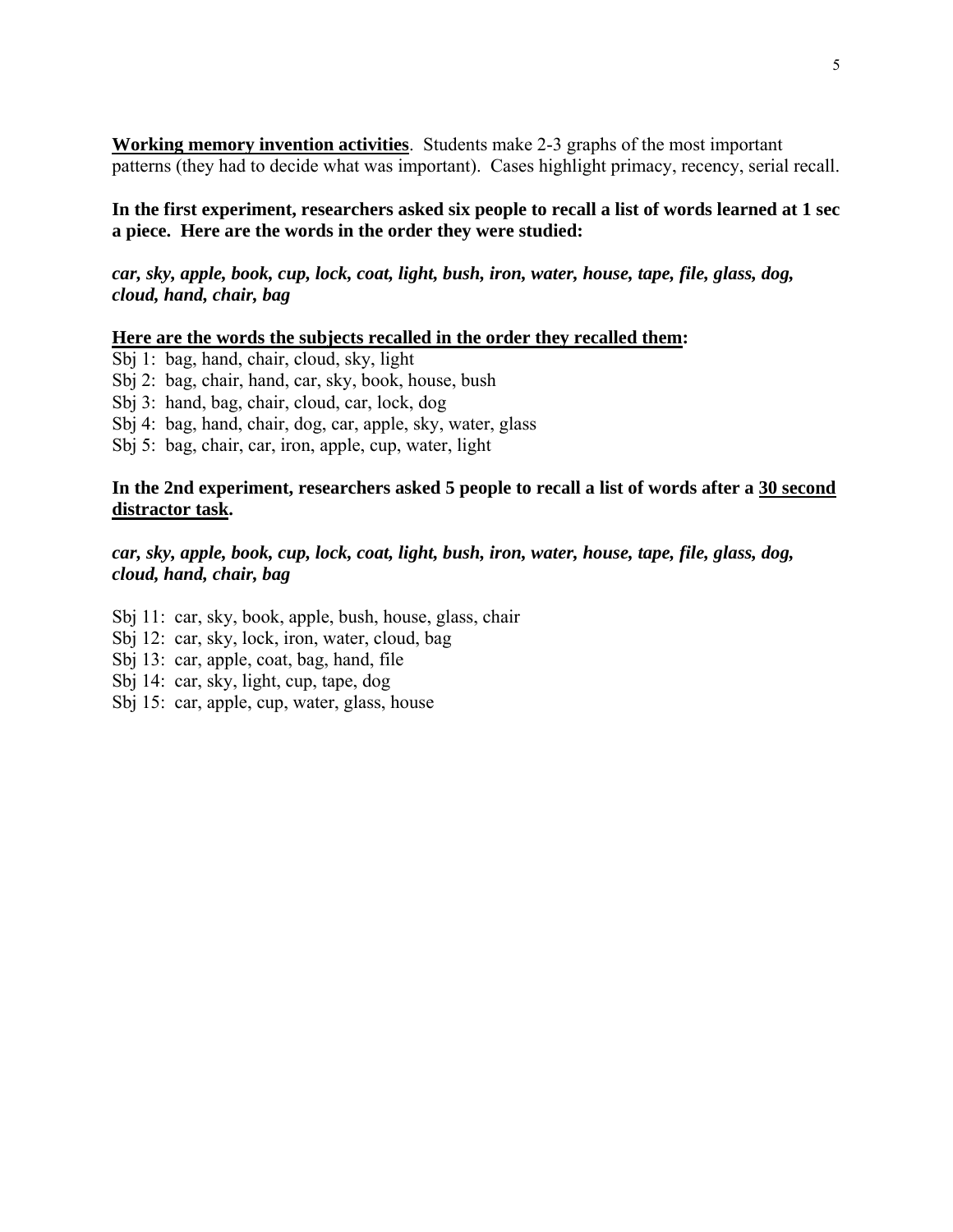**<u>Working memory invention activities</u>**. Students make 2-3 graphs of the most important patterns (they had to decide what was important). Cases highlight primacy, recency, serial recall.

**In the first experiment, researchers asked six people to recall a list of words learned at 1 sec a piece. Here are the words in the order they were studied:**

***car, sky, apple, book, cup, lock, coat, light, bush, iron, water, house, tape, file, glass, dog, cloud, hand, chair, bag***

**<u>Here are the words the subjects recalled in the order they recalled them</u>:**

Sbj 1: bag, hand, chair, cloud, sky, light
Sbj 2: bag, chair, hand, car, sky, book, house, bush
Sbj 3: hand, bag, chair, cloud, car, lock, dog
Sbj 4: bag, hand, chair, dog, car, apple, sky, water, glass
Sbj 5: bag, chair, car, iron, apple, cup, water, light

**In the 2nd experiment, researchers asked 5 people to recall a list of words after a <u>30 second distractor task</u>.**

***car, sky, apple, book, cup, lock, coat, light, bush, iron, water, house, tape, file, glass, dog, cloud, hand, chair, bag***

Sbj 11: car, sky, book, apple, bush, house, glass, chair
Sbj 12: car, sky, lock, iron, water, cloud, bag
Sbj 13: car, apple, coat, bag, hand, file
Sbj 14: car, sky, light, cup, tape, dog
Sbj 15: car, apple, cup, water, glass, house